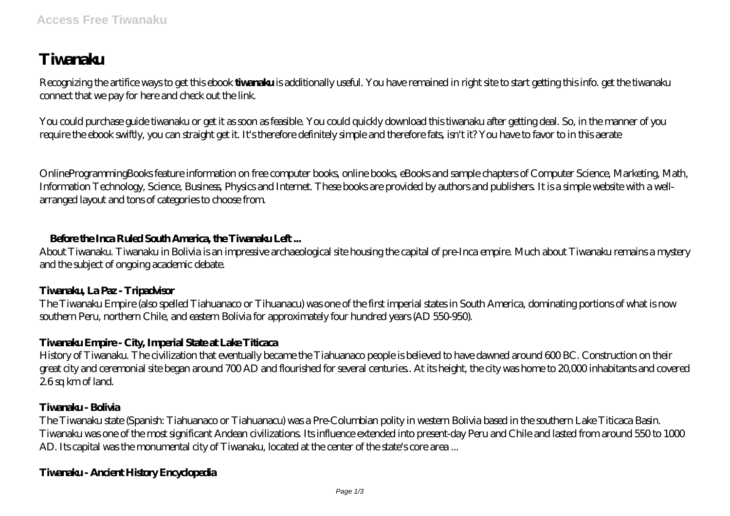# Tiwanaku

Recognizing the artifice ways to get this ebook **tiwanaku** is additionally useful. You have remained in right site to start getting this info. get the tiwanaku connect that we pay for here and check out the link.

You could purchase guide tiwanaku or get it as soon as feasible. You could quickly download this tiwanaku after getting deal. So, in the manner of you require the ebook swiftly, you can straight get it. It's therefore definitely simple and therefore fats, isn't it? You have to favor to in this aerate

OnlineProgrammingBooks feature information on free computer books, online books, eBooks and sample chapters of Computer Science, Marketing, Math, Information Technology, Science, Business, Physics and Internet. These books are provided by authors and publishers. It is a simple website with a well-arranged layout and tons of categories to choose from.

### Before the Inca Ruled South America, the Tiwanaku Left ...

About Tiwanaku. Tiwanaku in Bolivia is an impressive archaeological site housing the capital of pre-Inca empire. Much about Tiwanaku remains a mystery and the subject of ongoing academic debate.

### Tiwanaku, La Paz - Tripadvisor

The Tiwanaku Empire (also spelled Tiahuanaco or Tihuanacu) was one of the first imperial states in South America, dominating portions of what is now southern Peru, northern Chile, and eastern Bolivia for approximately four hundred years (AD 550-950).

### Tiwanaku Empire - City, Imperial State at Lake Titicaca

History of Tiwanaku. The civilization that eventually became the Tiahuanaco people is believed to have dawned around 600 BC. Construction on their great city and ceremonial site began around 700 AD and flourished for several centuries.. At its height, the city was home to 20,000 inhabitants and covered 2.6 sq km of land.

### Tiwanaku - Bolivia

The Tiwanaku state (Spanish: Tiahuanaco or Tiahuanacu) was a Pre-Columbian polity in western Bolivia based in the southern Lake Titicaca Basin. Tiwanaku was one of the most significant Andean civilizations. Its influence extended into present-day Peru and Chile and lasted from around 550 to 1000 AD. Its capital was the monumental city of Tiwanaku, located at the center of the state's core area ...

### Tiwanaku - Ancient History Encyclopedia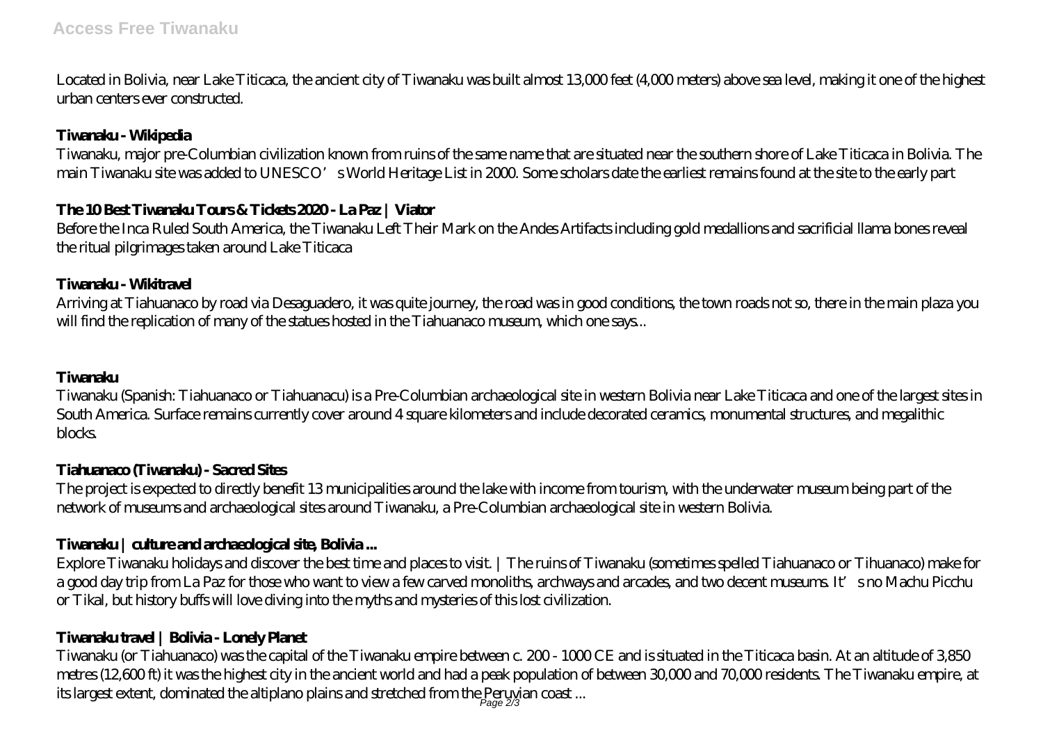Located in Bolivia, near Lake Titicaca, the ancient city of Tiwanaku was built almost 13,000 feet (4,000 meters) above sea level, making it one of the highest urban centers ever constructed.

**Tiwanaku - Wikipedia**

Tiwanaku, major pre-Columbian civilization known from ruins of the same name that are situated near the southern shore of Lake Titicaca in Bolivia. The main Tiwanaku site was added to UNESCO's World Heritage List in 2000. Some scholars date the earliest remains found at the site to the early part

**The 10 Best Tiwanaku Tours & Tickets 2020 - La Paz | Viator**

Before the Inca Ruled South America, the Tiwanaku Left Their Mark on the Andes Artifacts including gold medallions and sacrificial llama bones reveal the ritual pilgrimages taken around Lake Titicaca

**Tiwanaku - Wikitravel**

Arriving at Tiahuanaco by road via Desaguadero, it was quite journey, the road was in good conditions, the town roads not so, there in the main plaza you will find the replication of many of the statues hosted in the Tiahuanaco museum, which one says...

**Tiwanaku**

Tiwanaku (Spanish: Tiahuanaco or Tiahuanacu) is a Pre-Columbian archaeological site in western Bolivia near Lake Titicaca and one of the largest sites in South America. Surface remains currently cover around 4 square kilometers and include decorated ceramics, monumental structures, and megalithic blocks.

**Tiahuanaco (Tiwanaku) - Sacred Sites**

The project is expected to directly benefit 13 municipalities around the lake with income from tourism, with the underwater museum being part of the network of museums and archaeological sites around Tiwanaku, a Pre-Columbian archaeological site in western Bolivia.

**Tiwanaku | culture and archaeological site, Bolivia ...**

Explore Tiwanaku holidays and discover the best time and places to visit. | The ruins of Tiwanaku (sometimes spelled Tiahuanaco or Tihuanaco) make for a good day trip from La Paz for those who want to view a few carved monoliths, archways and arcades, and two decent museums. It's no Machu Picchu or Tikal, but history buffs will love diving into the myths and mysteries of this lost civilization.

**Tiwanaku travel | Bolivia - Lonely Planet**

Tiwanaku (or Tiahuanaco) was the capital of the Tiwanaku empire between c. 200 - 1000 CE and is situated in the Titicaca basin. At an altitude of 3,850 metres (12,600 ft) it was the highest city in the ancient world and had a peak population of between 30,000 and 70,000 residents. The Tiwanaku empire, at its largest extent, dominated the altiplano plains and stretched from the Peruvian coast ...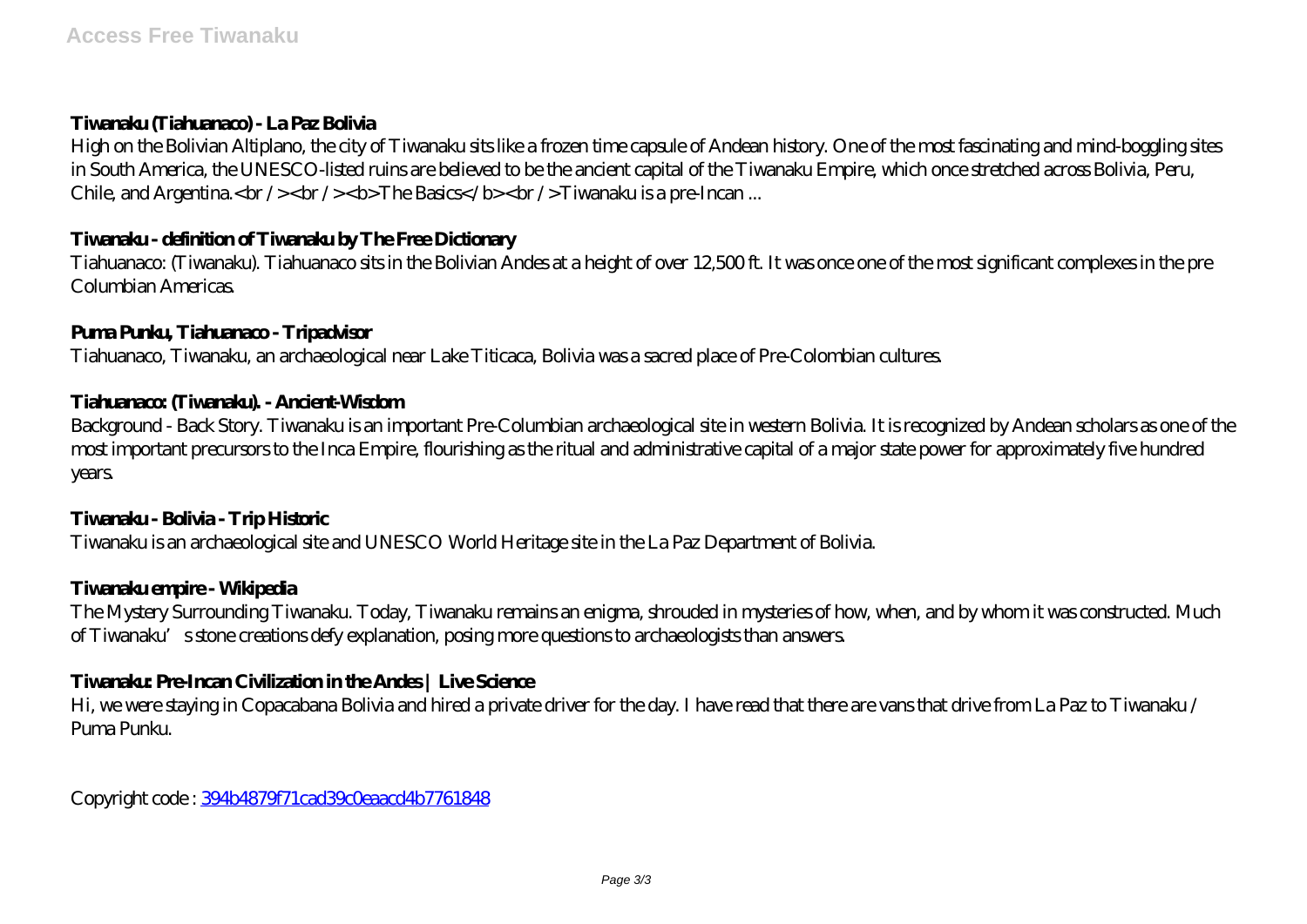**Tiwanaku (Tiahuanaco) - La Paz Bolivia**

High on the Bolivian Altiplano, the city of Tiwanaku sits like a frozen time capsule of Andean history. One of the most fascinating and mind-boggling sites in South America, the UNESCO-listed ruins are believed to be the ancient capital of the Tiwanaku Empire, which once stretched across Bolivia, Peru, Chile, and Argentina.<br /><br /><b>The Basics</b><br />Tiwanaku is a pre-Incan ...

**Tiwanaku - definition of Tiwanaku by The Free Dictionary**

Tiahuanaco: (Tiwanaku). Tiahuanaco sits in the Bolivian Andes at a height of over 12,500 ft. It was once one of the most significant complexes in the pre Columbian Americas.

**Puma Punku, Tiahuanaco - Tripadvisor**

Tiahuanaco, Tiwanaku, an archaeological near Lake Titicaca, Bolivia was a sacred place of Pre-Colombian cultures.

**Tiahuanaco: (Tiwanaku). - Ancient-Wisdom**

Background - Back Story. Tiwanaku is an important Pre-Columbian archaeological site in western Bolivia. It is recognized by Andean scholars as one of the most important precursors to the Inca Empire, flourishing as the ritual and administrative capital of a major state power for approximately five hundred years.

**Tiwanaku - Bolivia - Trip Historic**

Tiwanaku is an archaeological site and UNESCO World Heritage site in the La Paz Department of Bolivia.

**Tiwanaku empire - Wikipedia**

The Mystery Surrounding Tiwanaku. Today, Tiwanaku remains an enigma, shrouded in mysteries of how, when, and by whom it was constructed. Much of Tiwanaku's stone creations defy explanation, posing more questions to archaeologists than answers.

**Tiwanaku: Pre-Incan Civilization in the Andes | Live Science**

Hi, we were staying in Copacabana Bolivia and hired a private driver for the day. I have read that there are vans that drive from La Paz to Tiwanaku / Puma Punku.

Copyright code : 394b4879f71cad39c0eaacd4b7761848